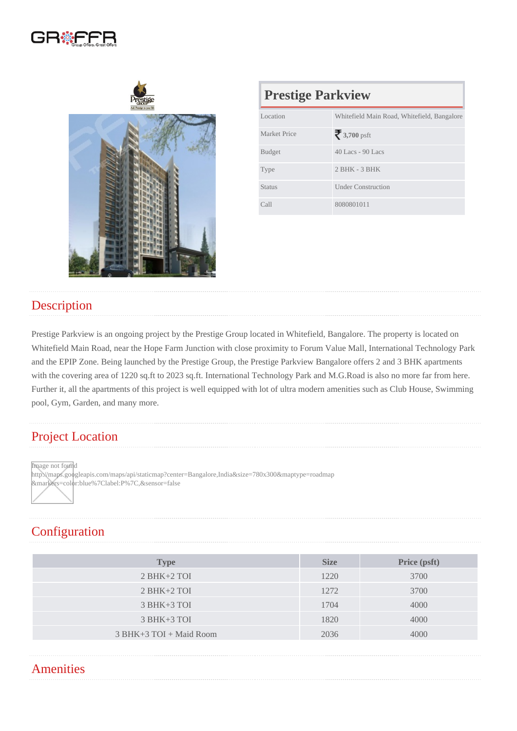# Prestige Parkview

| | |
|---|---|
| Location | Whitefield Main Road, Whitefield, Bangalore |
| Market Price | ₹ **3,700** psft |
| Budget | 40 Lacs - 90 Lacs |
| Type | 2 BHK - 3 BHK |
| Status | Under Construction |
| Call | 8080801011 |

## Description

Prestige Parkview is an ongoing project by the Prestige Group located in Whitefield, Bangalore. The property is located on Whitefield Main Road, near the Hope Farm Junction with close proximity to Forum Value Mall, International Technology Park and the EPIP Zone. Being launched by the Prestige Group, the Prestige Parkview Bangalore offers 2 and 3 BHK apartments with the covering area of 1220 sq.ft to 2023 sq.ft. International Technology Park and M.G.Road is also no more far from here. Further it, all the apartments of this project is well equipped with lot of ultra modern amenities such as Club House, Swimming pool, Gym, Garden, and many more.

## Project Location

Image not found http://maps.googleapis.com/maps/api/staticmap?center=Bangalore,India&size=780x300&maptype=roadmap&markers=color:blue%7Clabel:P%7C,&sensor=false

## Configuration

| Type | Size | Price (psft) |
|---|---|---|
| 2 BHK+2 TOI | 1220 | 3700 |
| 2 BHK+2 TOI | 1272 | 3700 |
| 3 BHK+3 TOI | 1704 | 4000 |
| 3 BHK+3 TOI | 1820 | 4000 |
| 3 BHK+3 TOI + Maid Room | 2036 | 4000 |

## Amenities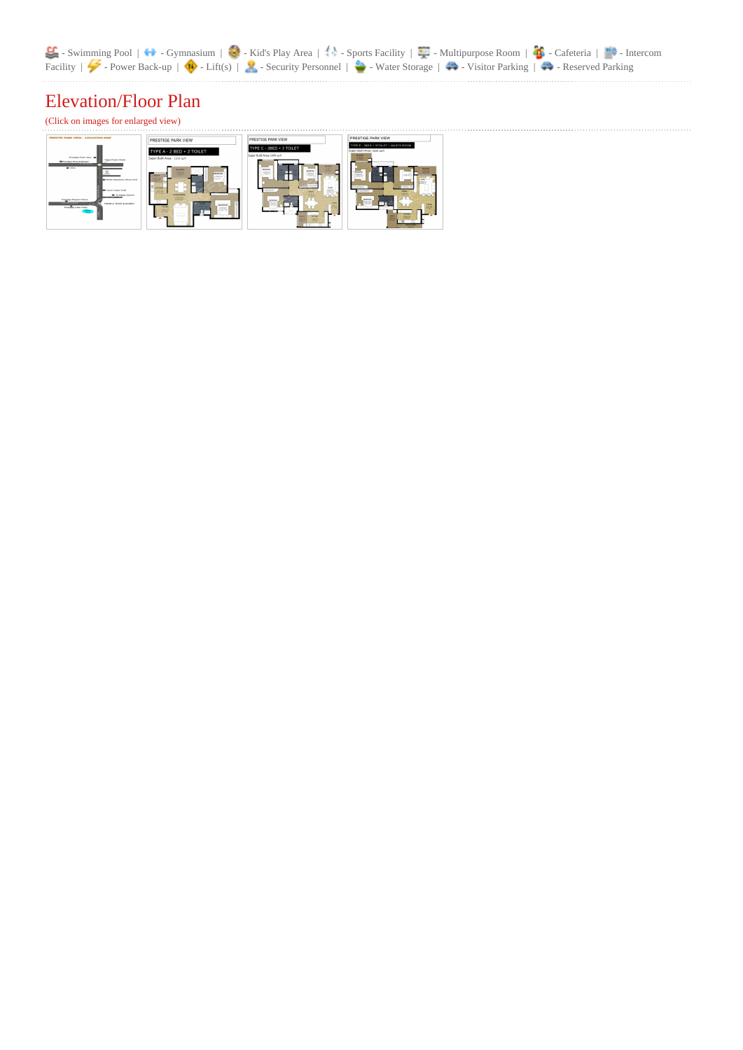- Swimming Pool | - Gymnasium | - Kid's Play Area | - Sports Facility | - Multipurpose Room | - Cafeteria | - Intercom Facility | - Power Back-up | - Lift(s) | - Security Personnel | - Water Storage | - Visitor Parking | - Reserved Parking

## Elevation/Floor Plan

(Click on images for enlarged view)